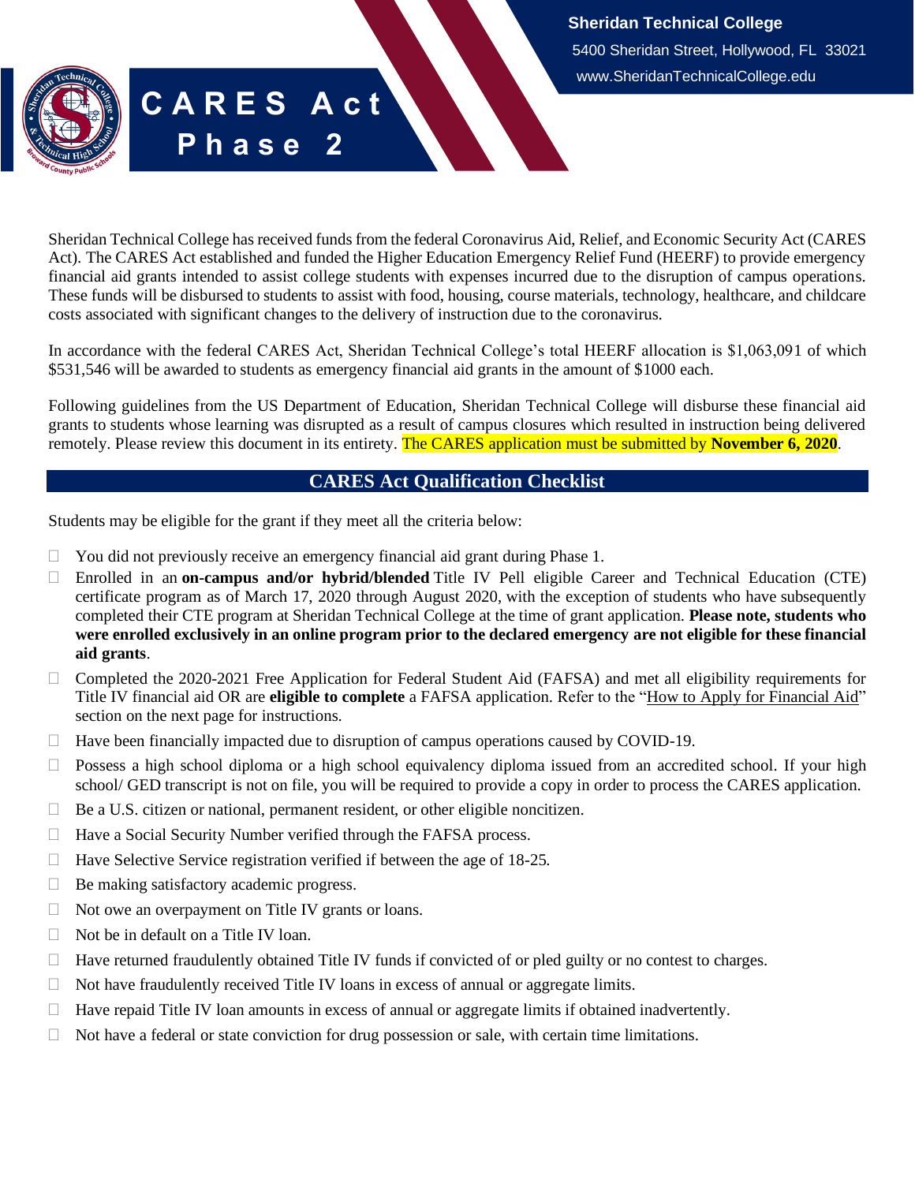**Sheridan Technical College**

5400 Sheridan Street, Hollywood, FL 33021

www.SheridanTechnicalCollege.edu

# CARES Act Phase 2

Sheridan Technical College has received funds from the federal Coronavirus Aid, Relief, and Economic Security Act (CARES Act). The CARES Act established and funded the Higher Education Emergency Relief Fund (HEERF) to provide emergency financial aid grants intended to assist college students with expenses incurred due to the disruption of campus operations. These funds will be disbursed to students to assist with food, housing, course materials, technology, healthcare, and childcare costs associated with significant changes to the delivery of instruction due to the coronavirus.

In accordance with the federal CARES Act, Sheridan Technical College's total HEERF allocation is $1,063,091 of which $531,546 will be awarded to students as emergency financial aid grants in the amount of $1000 each.

Following guidelines from the US Department of Education, Sheridan Technical College will disburse these financial aid grants to students whose learning was disrupted as a result of campus closures which resulted in instruction being delivered remotely. Please review this document in its entirety. The CARES application must be submitted by **November 6, 2020**.

## CARES Act Qualification Checklist

Students may be eligible for the grant if they meet all the criteria below:

- ☐ You did not previously receive an emergency financial aid grant during Phase 1.
- ☐ Enrolled in an **on-campus and/or hybrid/blended** Title IV Pell eligible Career and Technical Education (CTE) certificate program as of March 17, 2020 through August 2020, with the exception of students who have subsequently completed their CTE program at Sheridan Technical College at the time of grant application. **Please note, students who were enrolled exclusively in an online program prior to the declared emergency are not eligible for these financial aid grants**.
- ☐ Completed the 2020-2021 Free Application for Federal Student Aid (FAFSA) and met all eligibility requirements for Title IV financial aid OR are **eligible to complete** a FAFSA application. Refer to the "How to Apply for Financial Aid" section on the next page for instructions.
- ☐ Have been financially impacted due to disruption of campus operations caused by COVID-19.
- ☐ Possess a high school diploma or a high school equivalency diploma issued from an accredited school. If your high school/ GED transcript is not on file, you will be required to provide a copy in order to process the CARES application.
- ☐ Be a U.S. citizen or national, permanent resident, or other eligible noncitizen.
- ☐ Have a Social Security Number verified through the FAFSA process.
- ☐ Have Selective Service registration verified if between the age of 18-25.
- ☐ Be making satisfactory academic progress.
- ☐ Not owe an overpayment on Title IV grants or loans.
- ☐ Not be in default on a Title IV loan.
- ☐ Have returned fraudulently obtained Title IV funds if convicted of or pled guilty or no contest to charges.
- ☐ Not have fraudulently received Title IV loans in excess of annual or aggregate limits.
- ☐ Have repaid Title IV loan amounts in excess of annual or aggregate limits if obtained inadvertently.
- ☐ Not have a federal or state conviction for drug possession or sale, with certain time limitations.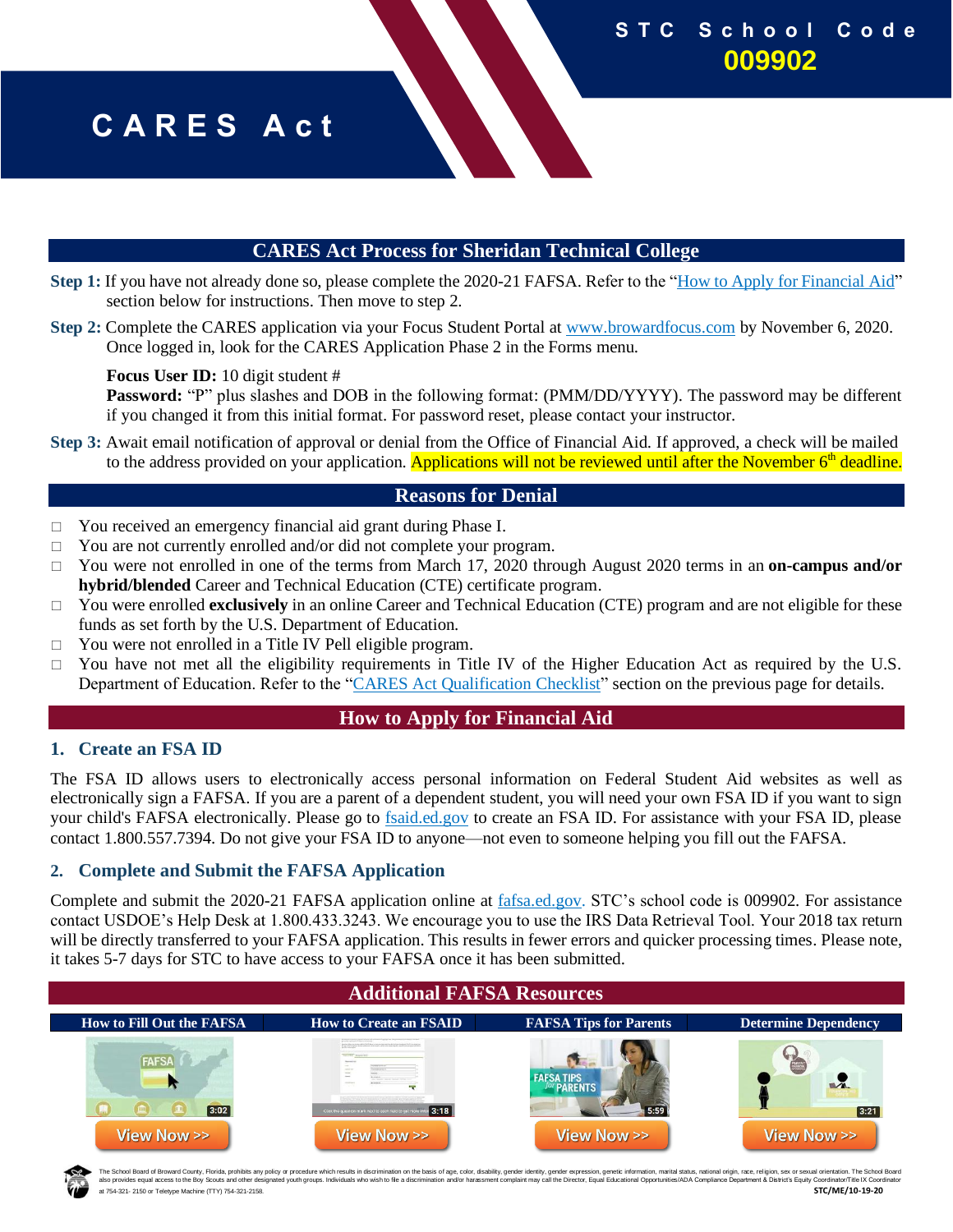# CARES Act

**STC School Code**
**009902**

## CARES Act Process for Sheridan Technical College

**Step 1:** If you have not already done so, please complete the 2020-21 FAFSA. Refer to the "How to Apply for Financial Aid" section below for instructions. Then move to step 2.

**Step 2:** Complete the CARES application via your Focus Student Portal at www.browardfocus.com by November 6, 2020. Once logged in, look for the CARES Application Phase 2 in the Forms menu.

**Focus User ID:** 10 digit student #
**Password:** "P" plus slashes and DOB in the following format: (PMM/DD/YYYY). The password may be different if you changed it from this initial format. For password reset, please contact your instructor.

**Step 3:** Await email notification of approval or denial from the Office of Financial Aid. If approved, a check will be mailed to the address provided on your application. Applications will not be reviewed until after the November 6th deadline.

## Reasons for Denial

- You received an emergency financial aid grant during Phase I.
- You are not currently enrolled and/or did not complete your program.
- You were not enrolled in one of the terms from March 17, 2020 through August 2020 terms in an **on-campus and/or hybrid/blended** Career and Technical Education (CTE) certificate program.
- You were enrolled **exclusively** in an online Career and Technical Education (CTE) program and are not eligible for these funds as set forth by the U.S. Department of Education.
- You were not enrolled in a Title IV Pell eligible program.
- You have not met all the eligibility requirements in Title IV of the Higher Education Act as required by the U.S. Department of Education. Refer to the "CARES Act Qualification Checklist" section on the previous page for details.

## How to Apply for Financial Aid

### 1. Create an FSA ID

The FSA ID allows users to electronically access personal information on Federal Student Aid websites as well as electronically sign a FAFSA. If you are a parent of a dependent student, you will need your own FSA ID if you want to sign your child's FAFSA electronically. Please go to fsaid.ed.gov to create an FSA ID. For assistance with your FSA ID, please contact 1.800.557.7394. Do not give your FSA ID to anyone—not even to someone helping you fill out the FAFSA.

### 2. Complete and Submit the FAFSA Application

Complete and submit the 2020-21 FAFSA application online at fafsa.ed.gov. STC's school code is 009902. For assistance contact USDOE's Help Desk at 1.800.433.3243. We encourage you to use the IRS Data Retrieval Tool. Your 2018 tax return will be directly transferred to your FAFSA application. This results in fewer errors and quicker processing times. Please note, it takes 5-7 days for STC to have access to your FAFSA once it has been submitted.

## Additional FAFSA Resources

| How to Fill Out the FAFSA | How to Create an FSAID | FAFSA Tips for Parents | Determine Dependency |
|---|---|---|---|
| 3:02 | 3:18 | 5:59 | 3:21 |
| View Now >> | View Now >> | View Now >> | View Now >> |

The School Board of Broward County, Florida, prohibits any policy or procedure which results in discrimination on the basis of age, color, disability, gender identity, gender expression, genetic information, marital status, national origin, race, religion, sex or sexual orientation. The School Board also provides equal access to the Boy Scouts and other designated youth groups. Individuals who wish to file a discrimination and/or harassment complaint may call the Director, Equal Educational Opportunities/ADA Compliance Department & District's Equity Coordinator/Title IX Coordinator at 754-321- 2150 or Teletype Machine (TTY) 754-321-2158.

STC/ME/10-19-20